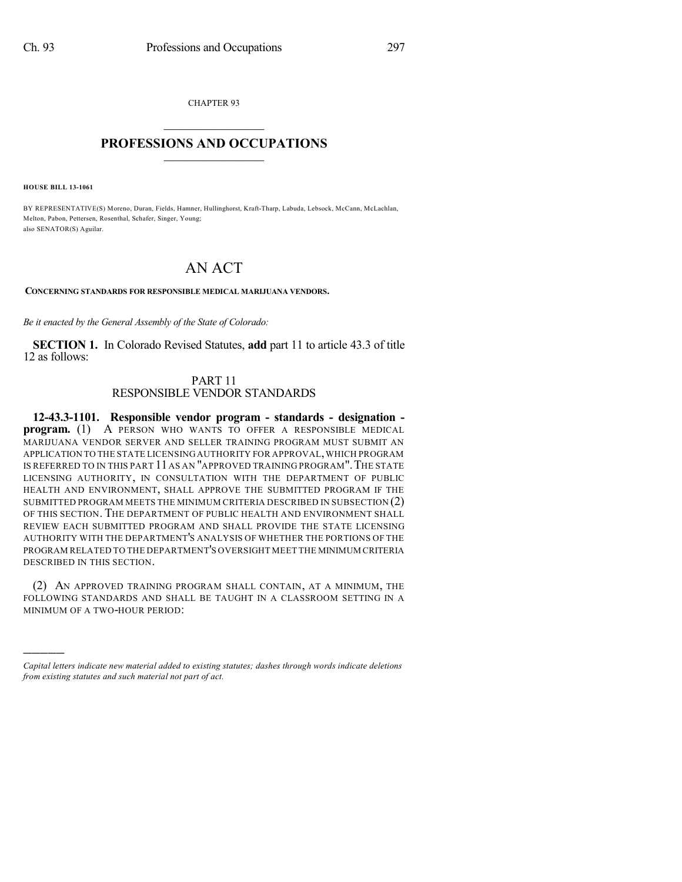CHAPTER 93

# PROFESSIONS AND OCCUPATIONS

**HOUSE BILL 13-1061**

BY REPRESENTATIVE(S) Moreno, Duran, Fields, Hamner, Hullinghorst, Kraft-Tharp, Labuda, Lebsock, McCann, McLachlan, Melton, Pabon, Pettersen, Rosenthal, Schafer, Singer, Young;
also SENATOR(S) Aguilar.

# AN ACT

**CONCERNING STANDARDS FOR RESPONSIBLE MEDICAL MARIJUANA VENDORS.**

*Be it enacted by the General Assembly of the State of Colorado:*

**SECTION 1.** In Colorado Revised Statutes, **add** part 11 to article 43.3 of title 12 as follows:

## PART 11
## RESPONSIBLE VENDOR STANDARDS

**12-43.3-1101. Responsible vendor program - standards - designation - program.** (1) A PERSON WHO WANTS TO OFFER A RESPONSIBLE MEDICAL MARIJUANA VENDOR SERVER AND SELLER TRAINING PROGRAM MUST SUBMIT AN APPLICATION TO THE STATE LICENSING AUTHORITY FOR APPROVAL, WHICH PROGRAM IS REFERRED TO IN THIS PART 11 AS AN "APPROVED TRAINING PROGRAM". THE STATE LICENSING AUTHORITY, IN CONSULTATION WITH THE DEPARTMENT OF PUBLIC HEALTH AND ENVIRONMENT, SHALL APPROVE THE SUBMITTED PROGRAM IF THE SUBMITTED PROGRAM MEETS THE MINIMUM CRITERIA DESCRIBED IN SUBSECTION (2) OF THIS SECTION. THE DEPARTMENT OF PUBLIC HEALTH AND ENVIRONMENT SHALL REVIEW EACH SUBMITTED PROGRAM AND SHALL PROVIDE THE STATE LICENSING AUTHORITY WITH THE DEPARTMENT'S ANALYSIS OF WHETHER THE PORTIONS OF THE PROGRAM RELATED TO THE DEPARTMENT'S OVERSIGHT MEET THE MINIMUM CRITERIA DESCRIBED IN THIS SECTION.

(2) AN APPROVED TRAINING PROGRAM SHALL CONTAIN, AT A MINIMUM, THE FOLLOWING STANDARDS AND SHALL BE TAUGHT IN A CLASSROOM SETTING IN A MINIMUM OF A TWO-HOUR PERIOD:

---

*Capital letters indicate new material added to existing statutes; dashes through words indicate deletions from existing statutes and such material not part of act.*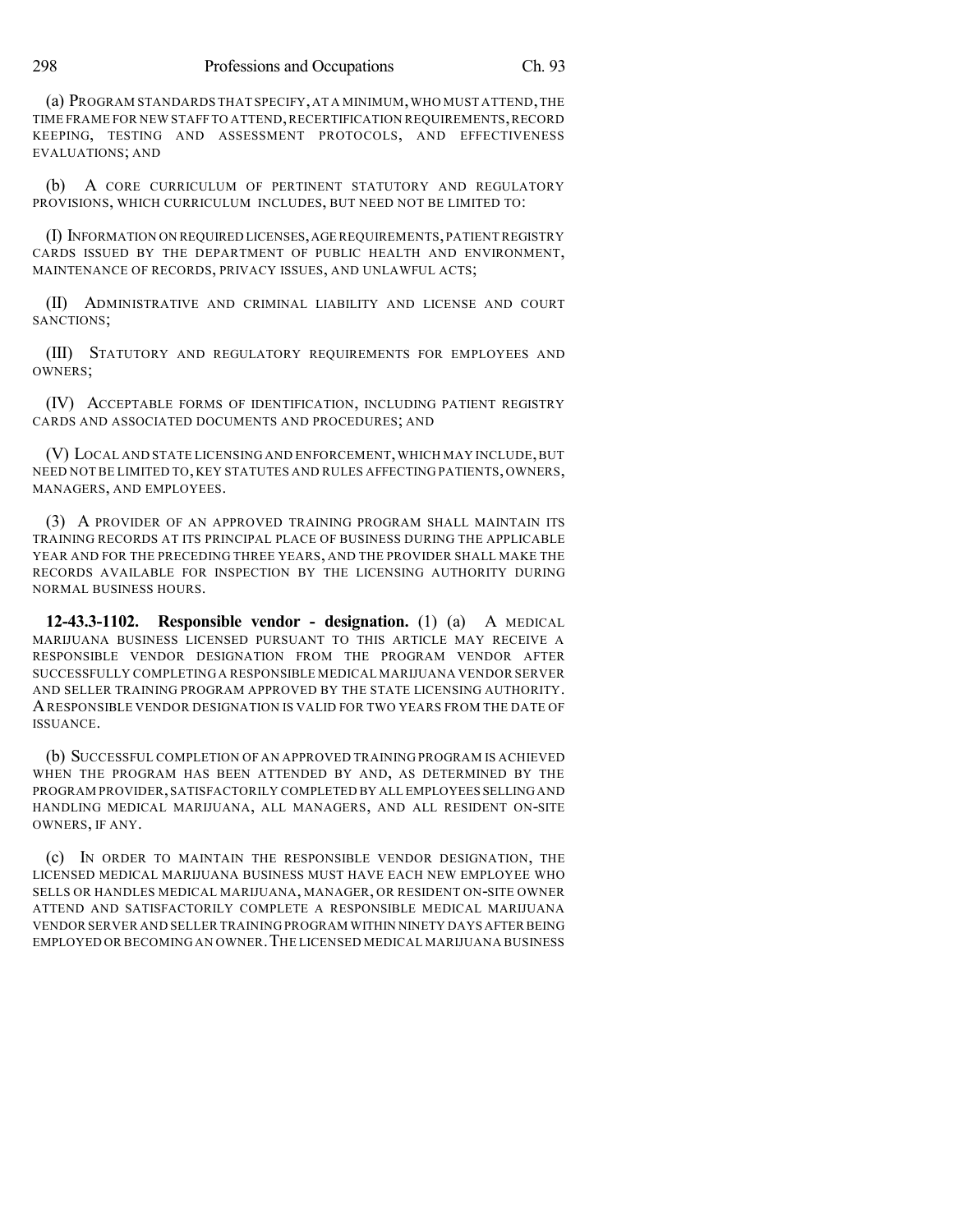(a) PROGRAM STANDARDS THAT SPECIFY, AT A MINIMUM, WHO MUST ATTEND, THE TIME FRAME FOR NEW STAFF TO ATTEND, RECERTIFICATION REQUIREMENTS, RECORD KEEPING, TESTING AND ASSESSMENT PROTOCOLS, AND EFFECTIVENESS EVALUATIONS; AND

(b) A CORE CURRICULUM OF PERTINENT STATUTORY AND REGULATORY PROVISIONS, WHICH CURRICULUM INCLUDES, BUT NEED NOT BE LIMITED TO:

(I) INFORMATION ON REQUIRED LICENSES, AGE REQUIREMENTS, PATIENT REGISTRY CARDS ISSUED BY THE DEPARTMENT OF PUBLIC HEALTH AND ENVIRONMENT, MAINTENANCE OF RECORDS, PRIVACY ISSUES, AND UNLAWFUL ACTS;

(II) ADMINISTRATIVE AND CRIMINAL LIABILITY AND LICENSE AND COURT SANCTIONS;

(III) STATUTORY AND REGULATORY REQUIREMENTS FOR EMPLOYEES AND OWNERS;

(IV) ACCEPTABLE FORMS OF IDENTIFICATION, INCLUDING PATIENT REGISTRY CARDS AND ASSOCIATED DOCUMENTS AND PROCEDURES; AND

(V) LOCAL AND STATE LICENSING AND ENFORCEMENT, WHICH MAY INCLUDE, BUT NEED NOT BE LIMITED TO, KEY STATUTES AND RULES AFFECTING PATIENTS, OWNERS, MANAGERS, AND EMPLOYEES.

(3) A PROVIDER OF AN APPROVED TRAINING PROGRAM SHALL MAINTAIN ITS TRAINING RECORDS AT ITS PRINCIPAL PLACE OF BUSINESS DURING THE APPLICABLE YEAR AND FOR THE PRECEDING THREE YEARS, AND THE PROVIDER SHALL MAKE THE RECORDS AVAILABLE FOR INSPECTION BY THE LICENSING AUTHORITY DURING NORMAL BUSINESS HOURS.

**12-43.3-1102. Responsible vendor - designation.** (1) (a) A MEDICAL MARIJUANA BUSINESS LICENSED PURSUANT TO THIS ARTICLE MAY RECEIVE A RESPONSIBLE VENDOR DESIGNATION FROM THE PROGRAM VENDOR AFTER SUCCESSFULLY COMPLETING A RESPONSIBLE MEDICAL MARIJUANA VENDOR SERVER AND SELLER TRAINING PROGRAM APPROVED BY THE STATE LICENSING AUTHORITY. A RESPONSIBLE VENDOR DESIGNATION IS VALID FOR TWO YEARS FROM THE DATE OF ISSUANCE.

(b) SUCCESSFUL COMPLETION OF AN APPROVED TRAINING PROGRAM IS ACHIEVED WHEN THE PROGRAM HAS BEEN ATTENDED BY AND, AS DETERMINED BY THE PROGRAM PROVIDER, SATISFACTORILY COMPLETED BY ALL EMPLOYEES SELLING AND HANDLING MEDICAL MARIJUANA, ALL MANAGERS, AND ALL RESIDENT ON-SITE OWNERS, IF ANY.

(c) IN ORDER TO MAINTAIN THE RESPONSIBLE VENDOR DESIGNATION, THE LICENSED MEDICAL MARIJUANA BUSINESS MUST HAVE EACH NEW EMPLOYEE WHO SELLS OR HANDLES MEDICAL MARIJUANA, MANAGER, OR RESIDENT ON-SITE OWNER ATTEND AND SATISFACTORILY COMPLETE A RESPONSIBLE MEDICAL MARIJUANA VENDOR SERVER AND SELLER TRAINING PROGRAM WITHIN NINETY DAYS AFTER BEING EMPLOYED OR BECOMING AN OWNER. THE LICENSED MEDICAL MARIJUANA BUSINESS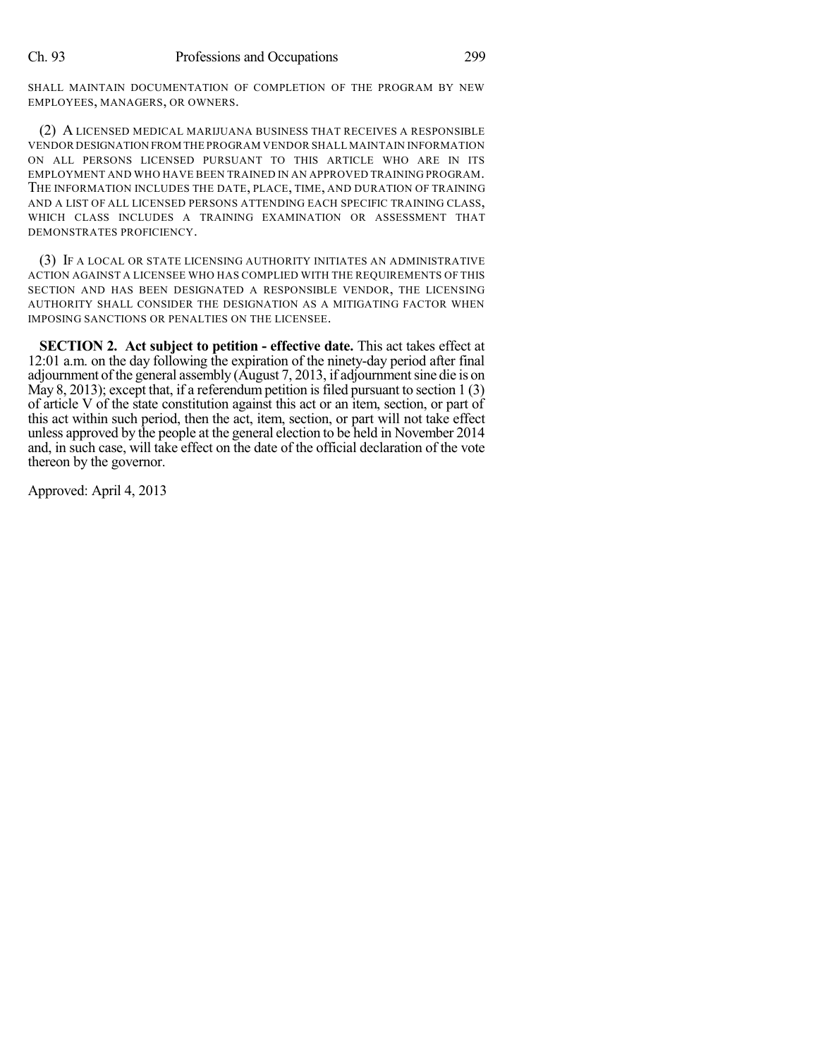SHALL MAINTAIN DOCUMENTATION OF COMPLETION OF THE PROGRAM BY NEW EMPLOYEES, MANAGERS, OR OWNERS.

(2) A LICENSED MEDICAL MARIJUANA BUSINESS THAT RECEIVES A RESPONSIBLE VENDOR DESIGNATION FROM THE PROGRAM VENDOR SHALL MAINTAIN INFORMATION ON ALL PERSONS LICENSED PURSUANT TO THIS ARTICLE WHO ARE IN ITS EMPLOYMENT AND WHO HAVE BEEN TRAINED IN AN APPROVED TRAINING PROGRAM. THE INFORMATION INCLUDES THE DATE, PLACE, TIME, AND DURATION OF TRAINING AND A LIST OF ALL LICENSED PERSONS ATTENDING EACH SPECIFIC TRAINING CLASS, WHICH CLASS INCLUDES A TRAINING EXAMINATION OR ASSESSMENT THAT DEMONSTRATES PROFICIENCY.

(3) IF A LOCAL OR STATE LICENSING AUTHORITY INITIATES AN ADMINISTRATIVE ACTION AGAINST A LICENSEE WHO HAS COMPLIED WITH THE REQUIREMENTS OF THIS SECTION AND HAS BEEN DESIGNATED A RESPONSIBLE VENDOR, THE LICENSING AUTHORITY SHALL CONSIDER THE DESIGNATION AS A MITIGATING FACTOR WHEN IMPOSING SANCTIONS OR PENALTIES ON THE LICENSEE.

**SECTION 2. Act subject to petition - effective date.** This act takes effect at 12:01 a.m. on the day following the expiration of the ninety-day period after final adjournment of the general assembly (August 7, 2013, if adjournment sine die is on May 8, 2013); except that, if a referendum petition is filed pursuant to section 1 (3) of article V of the state constitution against this act or an item, section, or part of this act within such period, then the act, item, section, or part will not take effect unless approved by the people at the general election to be held in November 2014 and, in such case, will take effect on the date of the official declaration of the vote thereon by the governor.

Approved: April 4, 2013